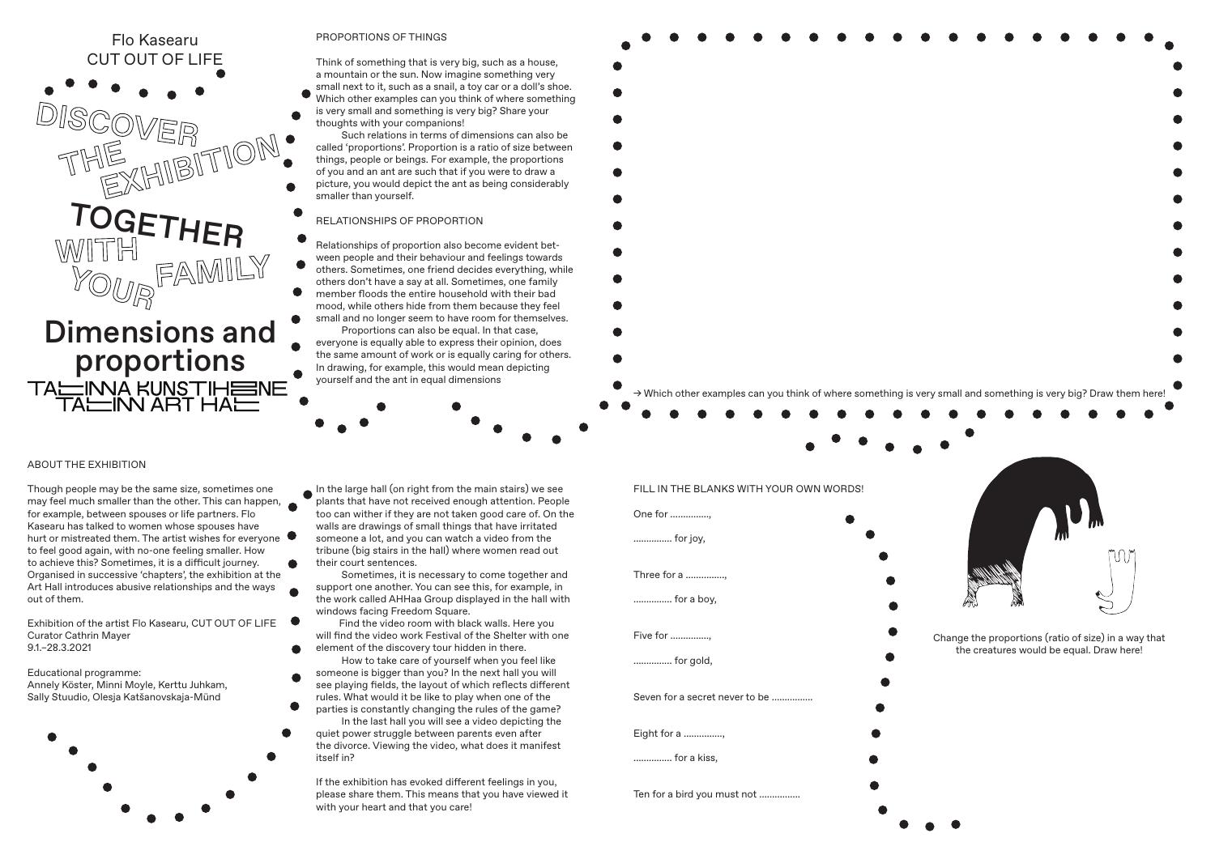Flo Kasearu
CUT OUT OF LIFE

DISCOVER THE EXHIBITION TOGETHER WITH YOUR FAMILY

# Dimensions and proportions

TALLINNA KUNSTIHOONE
TALLINN ART HALL

## PROPORTIONS OF THINGS

Think of something that is very big, such as a house, a mountain or the sun. Now imagine something very small next to it, such as a snail, a toy car or a doll's shoe. Which other examples can you think of where something is very small and something is very big? Share your thoughts with your companions!

Such relations in terms of dimensions can also be called 'proportions'. Proportion is a ratio of size between things, people or beings. For example, the proportions of you and an ant are such that if you were to draw a picture, you would depict the ant as being considerably smaller than yourself.

## RELATIONSHIPS OF PROPORTION

Relationships of proportion also become evident between people and their behaviour and feelings towards others. Sometimes, one friend decides everything, while others don't have a say at all. Sometimes, one family member floods the entire household with their bad mood, while others hide from them because they feel small and no longer seem to have room for themselves.

Proportions can also be equal. In that case, everyone is equally able to express their opinion, does the same amount of work or is equally caring for others. In drawing, for example, this would mean depicting yourself and the ant in equal dimensions

→ Which other examples can you think of where something is very small and something is very big? Draw them here!

## ABOUT THE EXHIBITION

Though people may be the same size, sometimes one may feel much smaller than the other. This can happen, for example, between spouses or life partners. Flo Kasearu has talked to women whose spouses have hurt or mistreated them. The artist wishes for everyone to feel good again, with no-one feeling smaller. How to achieve this? Sometimes, it is a difficult journey. Organised in successive 'chapters', the exhibition at the Art Hall introduces abusive relationships and the ways out of them.

Exhibition of the artist Flo Kasearu, CUT OUT OF LIFE
Curator Cathrin Mayer
9.1.–28.3.2021

Educational programme:
Annely Köster, Minni Moyle, Kerttu Juhkam, Sally Stuudio, Olesja Katšanovskaja-Münd

In the large hall (on right from the main stairs) we see plants that have not received enough attention. People too can wither if they are not taken good care of. On the walls are drawings of small things that have irritated someone a lot, and you can watch a video from the tribune (big stairs in the hall) where women read out their court sentences.

Sometimes, it is necessary to come together and support one another. You can see this, for example, in the work called AHHaa Group displayed in the hall with windows facing Freedom Square.

Find the video room with black walls. Here you will find the video work Festival of the Shelter with one element of the discovery tour hidden in there.

How to take care of yourself when you feel like someone is bigger than you? In the next hall you will see playing fields, the layout of which reflects different rules. What would it be like to play when one of the parties is constantly changing the rules of the game?

In the last hall you will see a video depicting the quiet power struggle between parents even after the divorce. Viewing the video, what does it manifest itself in?

If the exhibition has evoked different feelings in you, please share them. This means that you have viewed it with your heart and that you care!

## FILL IN THE BLANKS WITH YOUR OWN WORDS!

One for ...............,

............... for joy,

Three for a ...............,

............... for a boy,

Five for ...............,

............... for gold,

Seven for a secret never to be ................

Eight for a ...............,

............... for a kiss,

Ten for a bird you must not ................

Change the proportions (ratio of size) in a way that the creatures would be equal. Draw here!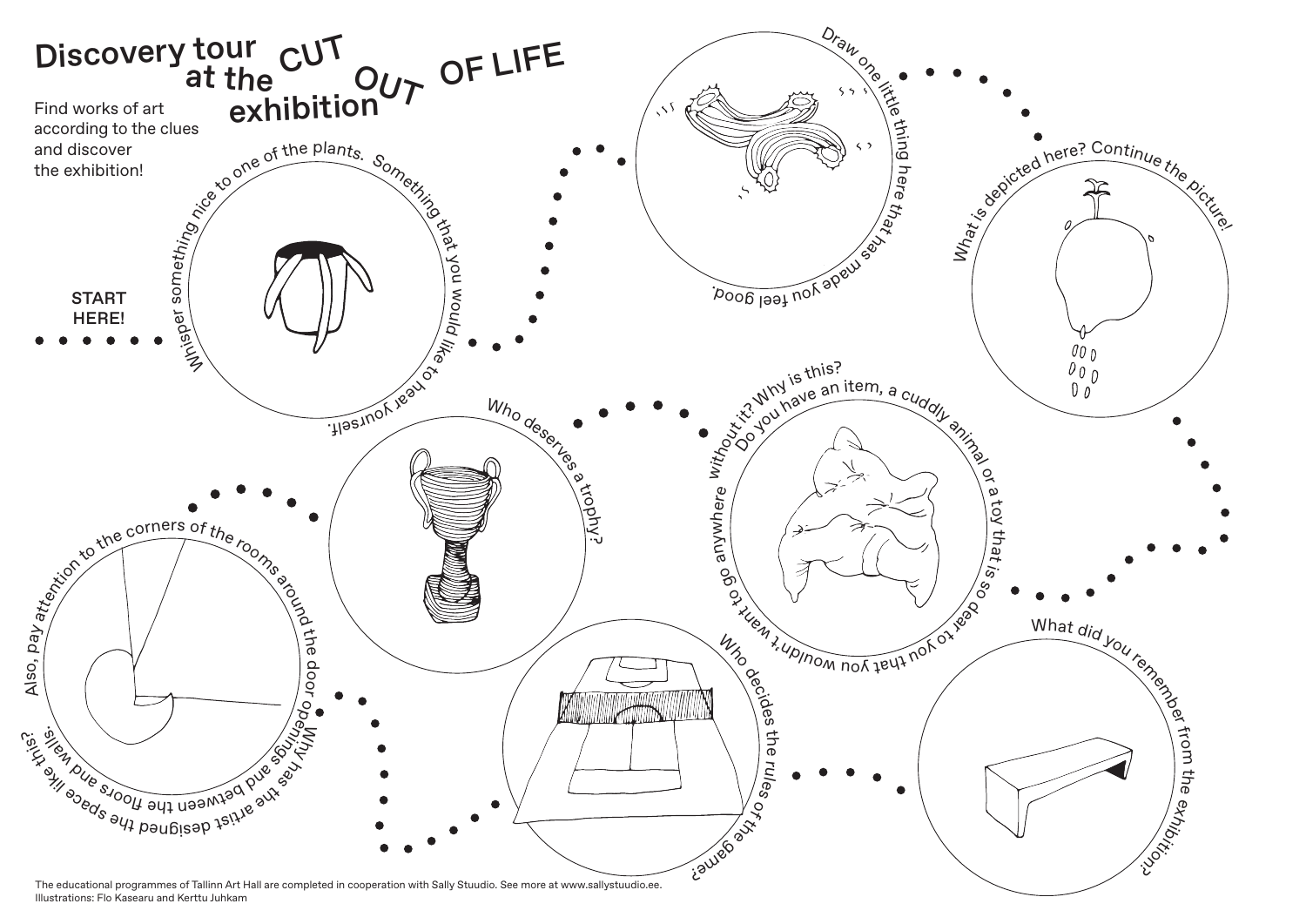# Discovery tour at the CUT OUT OF LIFE exhibition

Find works of art according to the clues and discover the exhibition!

START HERE!

Whisper something nice to one of the plants. Something that you would like to hear yourself.

Draw one little thing here that has made you feel good.

What is depicted here? Continue the picture!

Who deserves a trophy?

Do you have an item, a cuddly animal or a toy that is so dear to you that you wouldn't want to go anywhere without it? Why is this?

Also, pay attention to the corners of the rooms around the door openings and between the floors and walls. Why has the artist designed the space like this?

Who decides the rules of the game?

What did you remember from the exhibition?

The educational programmes of Tallinn Art Hall are completed in cooperation with Sally Stuudio. See more at www.sallystuudio.ee.
Illustrations: Flo Kasearu and Kerttu Juhkam